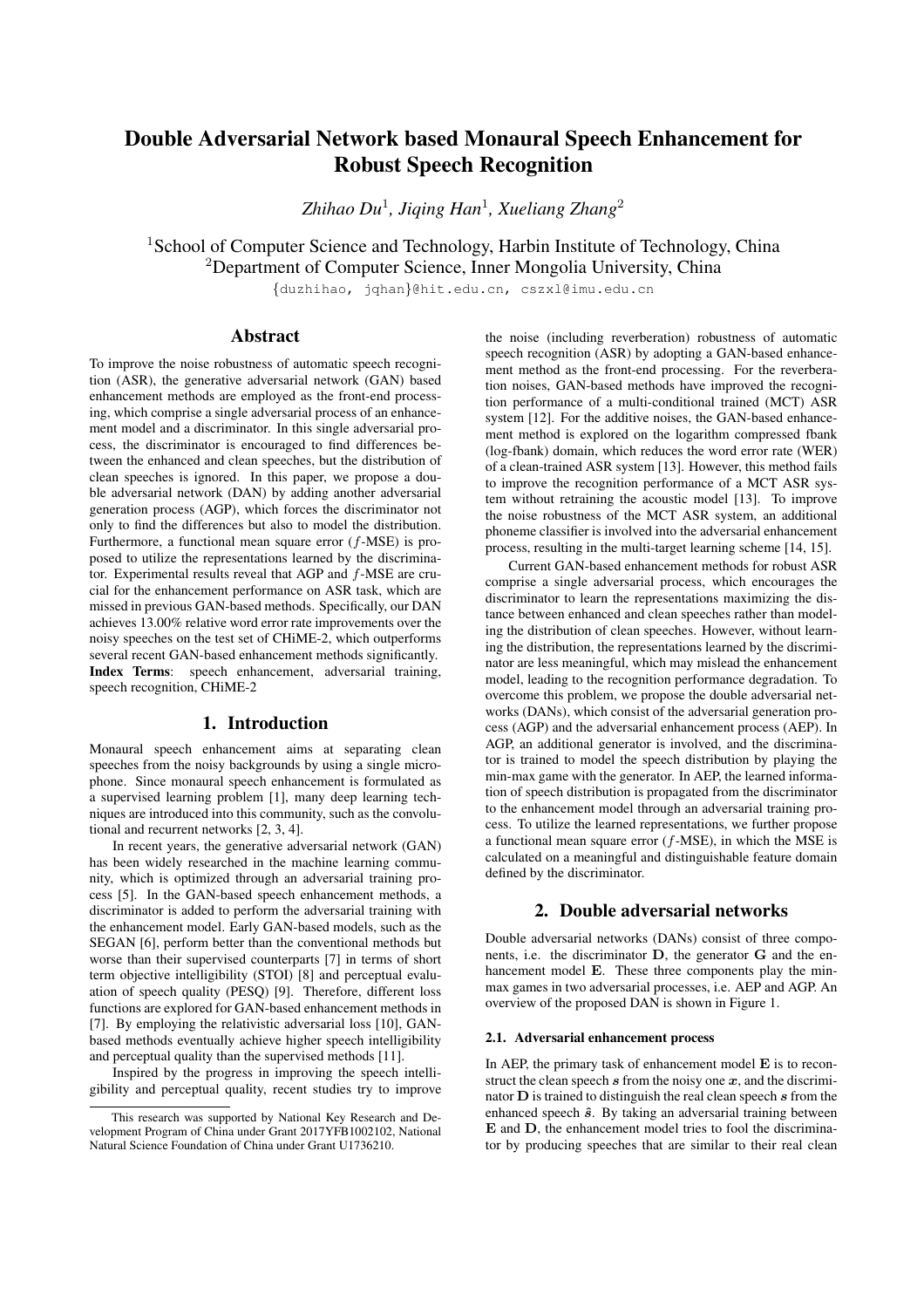# Double Adversarial Network based Monaural Speech Enhancement for Robust Speech Recognition

*Zhihao Du[1], Jiqing Han[1], Xueliang Zhang[2]*

[1]School of Computer Science and Technology, Harbin Institute of Technology, China
[2]Department of Computer Science, Inner Mongolia University, China

{duzhihao, jqhan}@hit.edu.cn, cszxl@imu.edu.cn

## Abstract

To improve the noise robustness of automatic speech recognition (ASR), the generative adversarial network (GAN) based enhancement methods are employed as the front-end processing, which comprise a single adversarial process of an enhancement model and a discriminator. In this single adversarial process, the discriminator is encouraged to find differences between the enhanced and clean speeches, but the distribution of clean speeches is ignored. In this paper, we propose a double adversarial network (DAN) by adding another adversarial generation process (AGP), which forces the discriminator not only to find the differences but also to model the distribution. Furthermore, a functional mean square error ($f$-MSE) is proposed to utilize the representations learned by the discriminator. Experimental results reveal that AGP and $f$-MSE are crucial for the enhancement performance on ASR task, which are missed in previous GAN-based methods. Specifically, our DAN achieves 13.00% relative word error rate improvements over the noisy speeches on the test set of CHiME-2, which outperforms several recent GAN-based enhancement methods significantly.

**Index Terms**: speech enhancement, adversarial training, speech recognition, CHiME-2

## 1. Introduction

Monaural speech enhancement aims at separating clean speeches from the noisy backgrounds by using a single microphone. Since monaural speech enhancement is formulated as a supervised learning problem [1], many deep learning techniques are introduced into this community, such as the convolutional and recurrent networks [2, 3, 4].

In recent years, the generative adversarial network (GAN) has been widely researched in the machine learning community, which is optimized through an adversarial training process [5]. In the GAN-based speech enhancement methods, a discriminator is added to perform the adversarial training with the enhancement model. Early GAN-based models, such as the SEGAN [6], perform better than the conventional methods but worse than their supervised counterparts [7] in terms of short term objective intelligibility (STOI) [8] and perceptual evaluation of speech quality (PESQ) [9]. Therefore, different loss functions are explored for GAN-based enhancement methods in [7]. By employing the relativistic adversarial loss [10], GAN-based methods eventually achieve higher speech intelligibility and perceptual quality than the supervised methods [11].

Inspired by the progress in improving the speech intelligibility and perceptual quality, recent studies try to improve the noise (including reverberation) robustness of automatic speech recognition (ASR) by adopting a GAN-based enhancement method as the front-end processing. For the reverberation noises, GAN-based methods have improved the recognition performance of a multi-conditional trained (MCT) ASR system [12]. For the additive noises, the GAN-based enhancement method is explored on the logarithm compressed fbank (log-fbank) domain, which reduces the word error rate (WER) of a clean-trained ASR system [13]. However, this method fails to improve the recognition performance of a MCT ASR system without retraining the acoustic model [13]. To improve the noise robustness of the MCT ASR system, an additional phoneme classifier is involved into the adversarial enhancement process, resulting in the multi-target learning scheme [14, 15].

Current GAN-based enhancement methods for robust ASR comprise a single adversarial process, which encourages the discriminator to learn the representations maximizing the distance between enhanced and clean speeches rather than modeling the distribution of clean speeches. However, without learning the distribution, the representations learned by the discriminator are less meaningful, which may mislead the enhancement model, leading to the recognition performance degradation. To overcome this problem, we propose the double adversarial networks (DANs), which consist of the adversarial generation process (AGP) and the adversarial enhancement process (AEP). In AGP, an additional generator is involved, and the discriminator is trained to model the speech distribution by playing the min-max game with the generator. In AEP, the learned information of speech distribution is propagated from the discriminator to the enhancement model through an adversarial training process. To utilize the learned representations, we further propose a functional mean square error ($f$-MSE), in which the MSE is calculated on a meaningful and distinguishable feature domain defined by the discriminator.

## 2. Double adversarial networks

Double adversarial networks (DANs) consist of three components, i.e. the discriminator $\mathbf{D}$, the generator $\mathbf{G}$ and the enhancement model $\mathbf{E}$. These three components play the min-max games in two adversarial processes, i.e. AEP and AGP. An overview of the proposed DAN is shown in Figure 1.

### 2.1. Adversarial enhancement process

In AEP, the primary task of enhancement model $\mathbf{E}$ is to reconstruct the clean speech $\boldsymbol{s}$ from the noisy one $\boldsymbol{x}$, and the discriminator $\mathbf{D}$ is trained to distinguish the real clean speech $\boldsymbol{s}$ from the enhanced speech $\hat{\boldsymbol{s}}$. By taking an adversarial training between $\mathbf{E}$ and $\mathbf{D}$, the enhancement model tries to fool the discriminator by producing speeches that are similar to their real clean

This research was supported by National Key Research and Development Program of China under Grant 2017YFB1002102, National Natural Science Foundation of China under Grant U1736210.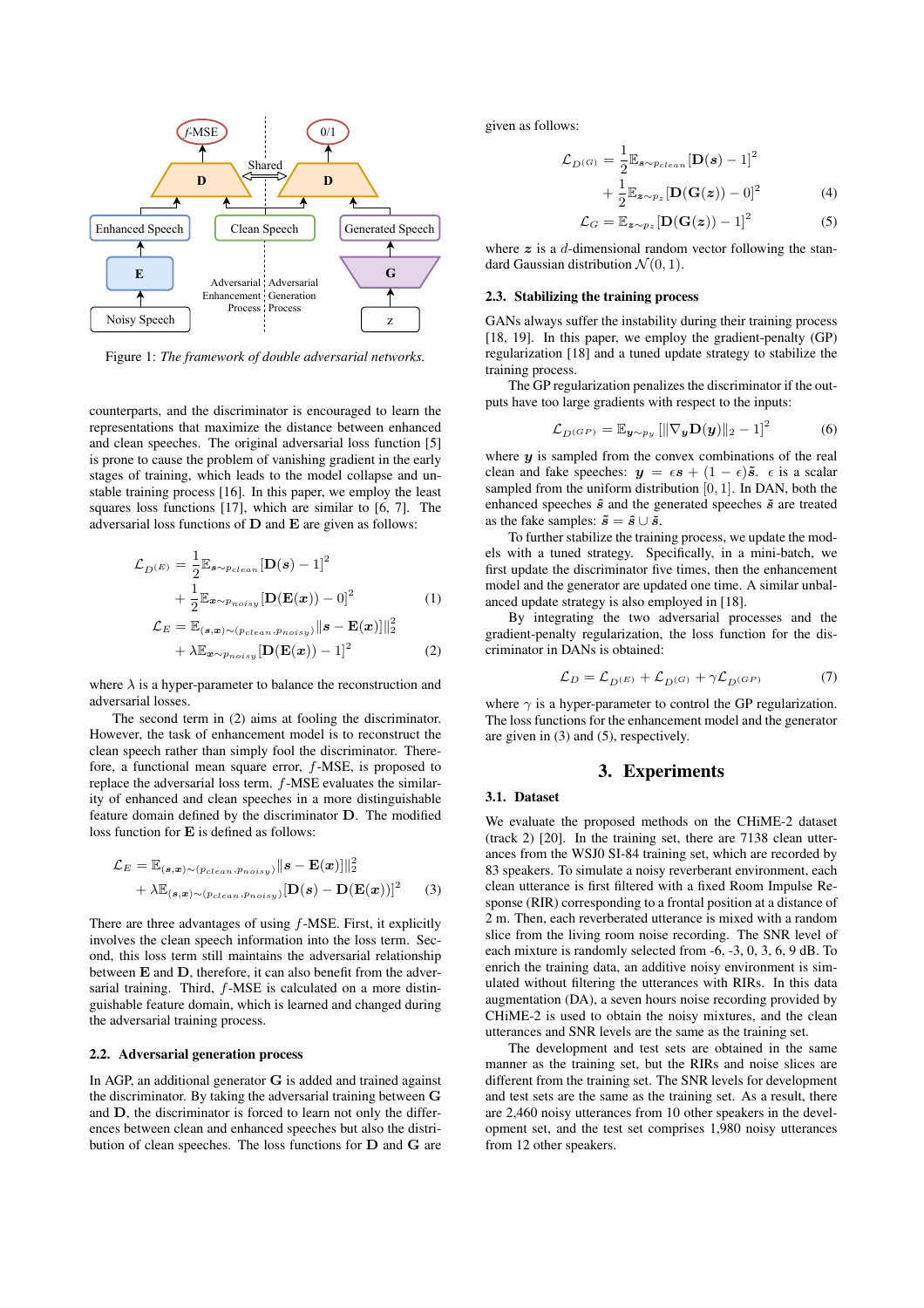Figure 1: *The framework of double adversarial networks.*

counterparts, and the discriminator is encouraged to learn the representations that maximize the distance between enhanced and clean speeches. The original adversarial loss function [5] is prone to cause the problem of vanishing gradient in the early stages of training, which leads to the model collapse and unstable training process [16]. In this paper, we employ the least squares loss functions [17], which are similar to [6, 7]. The adversarial loss functions of $\mathbf{D}$ and $\mathbf{E}$ are given as follows:

$$\mathcal{L}_{D^{(E)}} = \frac{1}{2}\mathbb{E}_{\boldsymbol{s}\sim p_{clean}}[\mathbf{D}(\boldsymbol{s}) - 1]^2 + \frac{1}{2}\mathbb{E}_{\boldsymbol{x}\sim p_{noisy}}[\mathbf{D}(\mathbf{E}(\boldsymbol{x})) - 0]^2 \tag{1}$$

$$\mathcal{L}_E = \mathbb{E}_{(\boldsymbol{s},\boldsymbol{x})\sim(p_{clean},p_{noisy})}\|\boldsymbol{s} - \mathbf{E}(\boldsymbol{x})]\|_2^2 + \lambda\mathbb{E}_{\boldsymbol{x}\sim p_{noisy}}[\mathbf{D}(\mathbf{E}(\boldsymbol{x})) - 1]^2 \tag{2}$$

where $\lambda$ is a hyper-parameter to balance the reconstruction and adversarial losses.

The second term in (2) aims at fooling the discriminator. However, the task of enhancement model is to reconstruct the clean speech rather than simply fool the discriminator. Therefore, a functional mean square error, $f$-MSE, is proposed to replace the adversarial loss term. $f$-MSE evaluates the similarity of enhanced and clean speeches in a more distinguishable feature domain defined by the discriminator $\mathbf{D}$. The modified loss function for $\mathbf{E}$ is defined as follows:

$$\mathcal{L}_E = \mathbb{E}_{(\boldsymbol{s},\boldsymbol{x})\sim(p_{clean},p_{noisy})}\|\boldsymbol{s} - \mathbf{E}(\boldsymbol{x})]\|_2^2 + \lambda\mathbb{E}_{(\boldsymbol{s},\boldsymbol{x})\sim(p_{clean},p_{noisy})}[\mathbf{D}(\boldsymbol{s}) - \mathbf{D}(\mathbf{E}(\boldsymbol{x}))]^2 \tag{3}$$

There are three advantages of using $f$-MSE. First, it explicitly involves the clean speech information into the loss term. Second, this loss term still maintains the adversarial relationship between $\mathbf{E}$ and $\mathbf{D}$, therefore, it can also benefit from the adversarial training. Third, $f$-MSE is calculated on a more distinguishable feature domain, which is learned and changed during the adversarial training process.

### 2.2. Adversarial generation process

In AGP, an additional generator $\mathbf{G}$ is added and trained against the discriminator. By taking the adversarial training between $\mathbf{G}$ and $\mathbf{D}$, the discriminator is forced to learn not only the differences between clean and enhanced speeches but also the distribution of clean speeches. The loss functions for $\mathbf{D}$ and $\mathbf{G}$ are given as follows:

$$\mathcal{L}_{D^{(G)}} = \frac{1}{2}\mathbb{E}_{\boldsymbol{s}\sim p_{clean}}[\mathbf{D}(\boldsymbol{s}) - 1]^2 + \frac{1}{2}\mathbb{E}_{\boldsymbol{z}\sim p_z}[\mathbf{D}(\mathbf{G}(\boldsymbol{z})) - 0]^2 \tag{4}$$

$$\mathcal{L}_G = \mathbb{E}_{\boldsymbol{z}\sim p_z}[\mathbf{D}(\mathbf{G}(\boldsymbol{z})) - 1]^2 \tag{5}$$

where $\boldsymbol{z}$ is a $d$-dimensional random vector following the standard Gaussian distribution $\mathcal{N}(0, 1)$.

### 2.3. Stabilizing the training process

GANs always suffer the instability during their training process [18, 19]. In this paper, we employ the gradient-penalty (GP) regularization [18] and a tuned update strategy to stabilize the training process.

The GP regularization penalizes the discriminator if the outputs have too large gradients with respect to the inputs:

$$\mathcal{L}_{D^{(GP)}} = \mathbb{E}_{\boldsymbol{y}\sim p_y}[\|\nabla_{\boldsymbol{y}}\mathbf{D}(\boldsymbol{y})\|_2 - 1]^2 \tag{6}$$

where $\boldsymbol{y}$ is sampled from the convex combinations of the real clean and fake speeches: $\boldsymbol{y} = \epsilon\boldsymbol{s} + (1-\epsilon)\tilde{\boldsymbol{s}}$. $\epsilon$ is a scalar sampled from the uniform distribution $[0, 1]$. In DAN, both the enhanced speeches $\hat{\boldsymbol{s}}$ and the generated speeches $\bar{\boldsymbol{s}}$ are treated as the fake samples: $\tilde{\boldsymbol{s}} = \hat{\boldsymbol{s}} \cup \bar{\boldsymbol{s}}$.

To further stabilize the training process, we update the models with a tuned strategy. Specifically, in a mini-batch, we first update the discriminator five times, then the enhancement model and the generator are updated one time. A similar unbalanced update strategy is also employed in [18].

By integrating the two adversarial processes and the gradient-penalty regularization, the loss function for the discriminator in DANs is obtained:

$$\mathcal{L}_D = \mathcal{L}_{D^{(E)}} + \mathcal{L}_{D^{(G)}} + \gamma\mathcal{L}_{D^{(GP)}} \tag{7}$$

where $\gamma$ is a hyper-parameter to control the GP regularization. The loss functions for the enhancement model and the generator are given in (3) and (5), respectively.

## 3. Experiments

### 3.1. Dataset

We evaluate the proposed methods on the CHiME-2 dataset (track 2) [20]. In the training set, there are 7138 clean utterances from the WSJ0 SI-84 training set, which are recorded by 83 speakers. To simulate a noisy reverberant environment, each clean utterance is first filtered with a fixed Room Impulse Response (RIR) corresponding to a frontal position at a distance of 2 m. Then, each reverberated utterance is mixed with a random slice from the living room noise recording. The SNR level of each mixture is randomly selected from -6, -3, 0, 3, 6, 9 dB. To enrich the training data, an additive noisy environment is simulated without filtering the utterances with RIRs. In this data augmentation (DA), a seven hours noise recording provided by CHiME-2 is used to obtain the noisy mixtures, and the clean utterances and SNR levels are the same as the training set.

The development and test sets are obtained in the same manner as the training set, but the RIRs and noise slices are different from the training set. The SNR levels for development and test sets are the same as the training set. As a result, there are 2,460 noisy utterances from 10 other speakers in the development set, and the test set comprises 1,980 noisy utterances from 12 other speakers.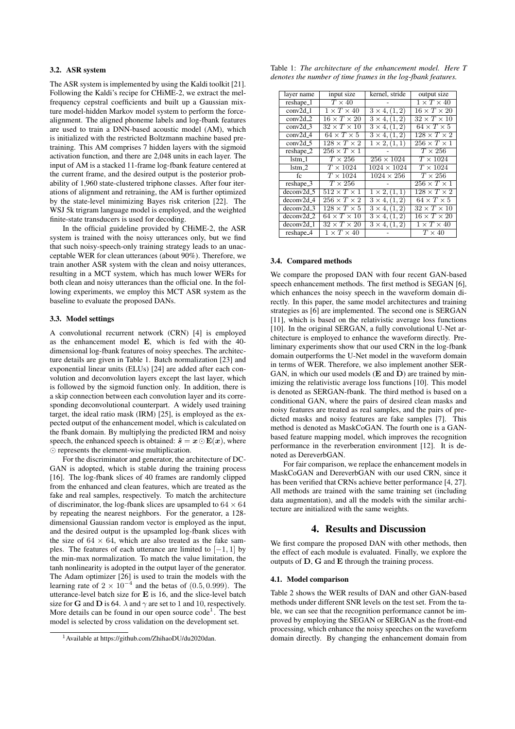### 3.2. ASR system

The ASR system is implemented by using the Kaldi toolkit [21]. Following the Kaldi's recipe for CHiME-2, we extract the mel-frequency cepstral coefficients and built up a Gaussian mixture model-hidden Markov model system to perform the force-alignment. The aligned phoneme labels and log-fbank features are used to train a DNN-based acoustic model (AM), which is initialized with the restricted Boltzmann machine based pre-training. This AM comprises 7 hidden layers with the sigmoid activation function, and there are 2,048 units in each layer. The input of AM is a stacked 11-frame log-fbank feature centered at the current frame, and the desired output is the posterior probability of 1,960 state-clustered triphone classes. After four iterations of alignment and retraining, the AM is further optimized by the state-level minimizing Bayes risk criterion [22]. The WSJ 5k trigram language model is employed, and the weighted finite-state transducers is used for decoding.

In the official guideline provided by CHiME-2, the ASR system is trained with the noisy utterances only, but we find that such noisy-speech-only training strategy leads to an unacceptable WER for clean utterances (about 90%). Therefore, we train another ASR system with the clean and noisy utterances, resulting in a MCT system, which has much lower WERs for both clean and noisy utterances than the official one. In the following experiments, we employ this MCT ASR system as the baseline to evaluate the proposed DANs.

### 3.3. Model settings

A convolutional recurrent network (CRN) [4] is employed as the enhancement model $\mathbf{E}$, which is fed with the 40-dimensional log-fbank features of noisy speeches. The architecture details are given in Table 1. Batch normalization [23] and exponential linear units (ELUs) [24] are added after each convolution and deconvolution layers except the last layer, which is followed by the sigmoid function only. In addition, there is a skip connection between each convolution layer and its corresponding deconvolutional counterpart. A widely used training target, the ideal ratio mask (IRM) [25], is employed as the expected output of the enhancement model, which is calculated on the fbank domain. By multiplying the predicted IRM and noisy speech, the enhanced speech is obtained: $\hat{\boldsymbol{s}} = \boldsymbol{x} \odot \mathbf{E}(\boldsymbol{x})$, where $\odot$ represents the element-wise multiplication.

For the discriminator and generator, the architecture of DCGAN is adopted, which is stable during the training process [16]. The log-fbank slices of 40 frames are randomly clipped from the enhanced and clean features, which are treated as the fake and real samples, respectively. To match the architecture of discriminator, the log-fbank slices are upsampled to $64 \times 64$ by repeating the nearest neighbors. For the generator, a 128-dimensional Gaussian random vector is employed as the input, and the desired output is the upsampled log-fbank slices with the size of $64 \times 64$, which are also treated as the fake samples. The features of each utterance are limited to $[-1, 1]$ by the min-max normalization. To match the value limitation, the tanh nonlinearity is adopted in the output layer of the generator. The Adam optimizer [26] is used to train the models with the learning rate of $2 \times 10^{-4}$ and the betas of $(0.5, 0.999)$. The utterance-level batch size for $\mathbf{E}$ is 16, and the slice-level batch size for $\mathbf{G}$ and $\mathbf{D}$ is 64. $\lambda$ and $\gamma$ are set to 1 and 10, respectively. More details can be found in our open source code[1]. The best model is selected by cross validation on the development set.

[1] Available at https://github.com/ZhihaoDU/du2020dan.

Table 1: *The architecture of the enhancement model. Here $T$ denotes the number of time frames in the log-fbank features.*

| layer name | input size | kernel, stride | output size |
|---|---|---|---|
| reshape_1 | $T \times 40$ | - | $1 \times T \times 40$ |
| conv2d_1 | $1 \times T \times 40$ | $3 \times 4, (1, 2)$ | $16 \times T \times 20$ |
| conv2d_2 | $16 \times T \times 20$ | $3 \times 4, (1, 2)$ | $32 \times T \times 10$ |
| conv2d_3 | $32 \times T \times 10$ | $3 \times 4, (1, 2)$ | $64 \times T \times 5$ |
| conv2d_4 | $64 \times T \times 5$ | $3 \times 4, (1, 2)$ | $128 \times T \times 2$ |
| conv2d_5 | $128 \times T \times 2$ | $1 \times 2, (1, 1)$ | $256 \times T \times 1$ |
| reshape_2 | $256 \times T \times 1$ | - | $T \times 256$ |
| lstm_1 | $T \times 256$ | $256 \times 1024$ | $T \times 1024$ |
| lstm_2 | $T \times 1024$ | $1024 \times 1024$ | $T \times 1024$ |
| fc | $T \times 1024$ | $1024 \times 256$ | $T \times 256$ |
| reshape_3 | $T \times 256$ | - | $256 \times T \times 1$ |
| deconv2d_5 | $512 \times T \times 1$ | $1 \times 2, (1, 1)$ | $128 \times T \times 2$ |
| deconv2d_4 | $256 \times T \times 2$ | $3 \times 4, (1, 2)$ | $64 \times T \times 5$ |
| deconv2d_3 | $128 \times T \times 5$ | $3 \times 4, (1, 2)$ | $32 \times T \times 10$ |
| deconv2d_2 | $64 \times T \times 10$ | $3 \times 4, (1, 2)$ | $16 \times T \times 20$ |
| deconv2d_1 | $32 \times T \times 20$ | $3 \times 4, (1, 2)$ | $1 \times T \times 40$ |
| reshape_4 | $1 \times T \times 40$ | - | $T \times 40$ |

### 3.4. Compared methods

We compare the proposed DAN with four recent GAN-based speech enhancement methods. The first method is SEGAN [6], which enhances the noisy speech in the waveform domain directly. In this paper, the same model architectures and training strategies as [6] are implemented. The second one is SERGAN [11], which is based on the relativistic average loss functions [10]. In the original SERGAN, a fully convolutional U-Net architecture is employed to enhance the waveform directly. Preliminary experiments show that our used CRN in the log-fbank domain outperforms the U-Net model in the waveform domain in terms of WER. Therefore, we also implement another SERGAN, in which our used models ($\mathbf{E}$ and $\mathbf{D}$) are trained by minimizing the relativistic average loss functions [10]. This model is denoted as SERGAN-fbank. The third method is based on a conditional GAN, where the pairs of desired clean masks and noisy features are treated as real samples, and the pairs of predicted masks and noisy features are fake samples [7]. This method is denoted as MaskCoGAN. The fourth one is a GAN-based feature mapping model, which improves the recognition performance in the reverberation environment [12]. It is denoted as DereverbGAN.

For fair comparison, we replace the enhancement models in MaskCoGAN and DereverbGAN with our used CRN, since it has been verified that CRNs achieve better performance [4, 27]. All methods are trained with the same training set (including data augmentation), and all the models with the similar architecture are initialized with the same weights.

## 4. Results and Discussion

We first compare the proposed DAN with other methods, then the effect of each module is evaluated. Finally, we explore the outputs of $\mathbf{D}$, $\mathbf{G}$ and $\mathbf{E}$ through the training process.

### 4.1. Model comparison

Table 2 shows the WER results of DAN and other GAN-based methods under different SNR levels on the test set. From the table, we can see that the recognition performance cannot be improved by employing the SEGAN or SERGAN as the front-end processing, which enhance the noisy speeches on the waveform domain directly. By changing the enhancement domain from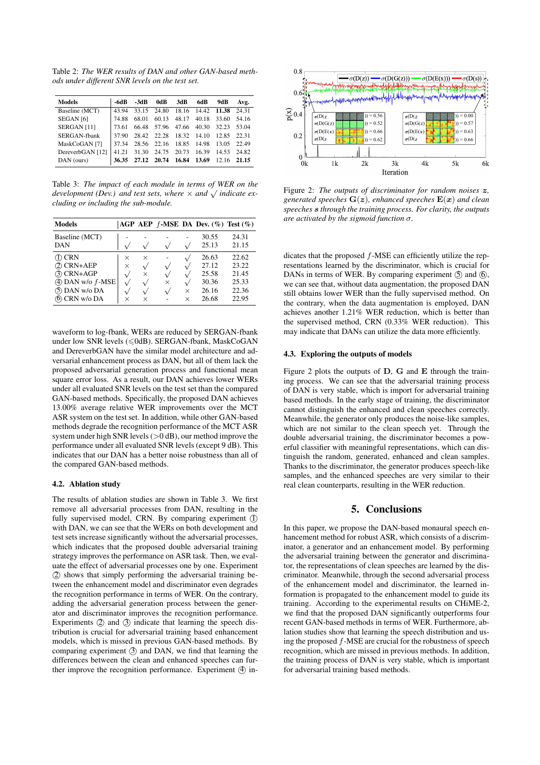Table 2: *The WER results of DAN and other GAN-based methods under different SNR levels on the test set.*

| Models | -6dB | -3dB | 0dB | 3dB | 6dB | 9dB | Avg. |
|---|---|---|---|---|---|---|---|
| Baseline (MCT) | 43.94 | 33.15 | 24.80 | 18.16 | 14.42 | **11.38** | 24.31 |
| SEGAN [6] | 74.88 | 68.01 | 60.13 | 48.17 | 40.18 | 33.60 | 54.16 |
| SERGAN [11] | 73.61 | 66.48 | 57.96 | 47.66 | 40.30 | 32.23 | 53.04 |
| SERGAN-fbank | 37.90 | 28.42 | 22.28 | 18.32 | 14.10 | 12.85 | 22.31 |
| MaskCoGAN [7] | 37.34 | 28.56 | 22.16 | 18.85 | 14.98 | 13.05 | 22.49 |
| DereverbGAN [12] | 41.21 | 31.30 | 24.75 | 20.73 | 16.39 | 14.53 | 24.82 |
| DAN (ours) | **36.35** | **27.12** | **20.74** | **16.84** | **13.69** | 12.16 | **21.15** |

Table 3: *The impact of each module in terms of WER on the development (Dev.) and test sets, where × and √ indicate excluding or including the sub-module.*

| Models | AGP | AEP | $f$-MSE | DA | Dev. (%) | Test (%) |
|---|---|---|---|---|---|---|
| Baseline (MCT) | - | - | - | - | 30.55 | 24.31 |
| DAN | √ | √ | √ | √ | 25.13 | 21.15 |
| ① CRN | × | × | - | √ | 26.63 | 22.62 |
| ② CRN+AEP | × | √ | √ | √ | 27.12 | 23.22 |
| ③ CRN+AGP | √ | × | √ | √ | 25.58 | 21.45 |
| ④ DAN w/o $f$-MSE | √ | √ | × | √ | 30.36 | 25.33 |
| ⑤ DAN w/o DA | √ | √ | √ | × | 26.16 | 22.36 |
| ⑥ CRN w/o DA | × | × | - | × | 26.68 | 22.95 |

waveform to log-fbank, WERs are reduced by SERGAN-fbank under low SNR levels (⩽0dB). SERGAN-fbank, MaskCoGAN and DereverbGAN have the similar model architecture and adversarial enhancement process as DAN, but all of them lack the proposed adversarial generation process and functional mean square error loss. As a result, our DAN achieves lower WERs under all evaluated SNR levels on the test set than the compared GAN-based methods. Specifically, the proposed DAN achieves 13.00% average relative WER improvements over the MCT ASR system on the test set. In addition, while other GAN-based methods degrade the recognition performance of the MCT ASR system under high SNR levels (>0 dB), our method improve the performance under all evaluated SNR levels (except 9 dB). This indicates that our DAN has a better noise robustness than all of the compared GAN-based methods.

### 4.2. Ablation study

The results of ablation studies are shown in Table 3. We first remove all adversarial processes from DAN, resulting in the fully supervised model, CRN. By comparing experiment ① with DAN, we can see that the WERs on both development and test sets increase significantly without the adversarial processes, which indicates that the proposed double adversarial training strategy improves the performance on ASR task. Then, we evaluate the effect of adversarial processes one by one. Experiment ② shows that simply performing the adversarial training between the enhancement model and discriminator even degrades the recognition performance in terms of WER. On the contrary, adding the adversarial generation process between the generator and discriminator improves the recognition performance. Experiments ② and ③ indicate that learning the speech distribution is crucial for adversarial training based enhancement models, which is missed in previous GAN-based methods. By comparing experiment ③ and DAN, we find that learning the differences between the clean and enhanced speeches can further improve the recognition performance. Experiment ④ indicates that the proposed $f$-MSE can efficiently utilize the representations learned by the discriminator, which is crucial for DANs in terms of WER. By comparing experiment ⑤ and ⑥, we can see that, without data augmentation, the proposed DAN still obtains lower WER than the fully supervised method. On the contrary, when the data augmentation is employed, DAN achieves another 1.21% WER reduction, which is better than the supervised method, CRN (0.33% WER reduction). This may indicate that DANs can utilize the data more efficiently.

Figure 2: *The outputs of discriminator for random noises $\boldsymbol{z}$, generated speeches $\mathbf{G}(\boldsymbol{z})$, enhanced speeches $\mathbf{E}(\boldsymbol{x})$ and clean speeches $\boldsymbol{s}$ through the training process. For clarity, the outputs are activated by the sigmoid function $\sigma$.*

### 4.3. Exploring the outputs of models

Figure 2 plots the outputs of $\mathbf{D}$, $\mathbf{G}$ and $\mathbf{E}$ through the training process. We can see that the adversarial training process of DAN is very stable, which is import for adversarial training based methods. In the early stage of training, the discriminator cannot distinguish the enhanced and clean speeches correctly. Meanwhile, the generator only produces the noise-like samples, which are not similar to the clean speech yet. Through the double adversarial training, the discriminator becomes a powerful classifier with meaningful representations, which can distinguish the random, generated, enhanced and clean samples. Thanks to the discriminator, the generator produces speech-like samples, and the enhanced speeches are very similar to their real clean counterparts, resulting in the WER reduction.

## 5. Conclusions

In this paper, we propose the DAN-based monaural speech enhancement method for robust ASR, which consists of a discriminator, a generator and an enhancement model. By performing the adversarial training between the generator and discriminator, the representations of clean speeches are learned by the discriminator. Meanwhile, through the second adversarial process of the enhancement model and discriminator, the learned information is propagated to the enhancement model to guide its training. According to the experimental results on CHiME-2, we find that the proposed DAN significantly outperforms four recent GAN-based methods in terms of WER. Furthermore, ablation studies show that learning the speech distribution and using the proposed $f$-MSE are crucial for the robustness of speech recognition, which are missed in previous methods. In addition, the training process of DAN is very stable, which is important for adversarial training based methods.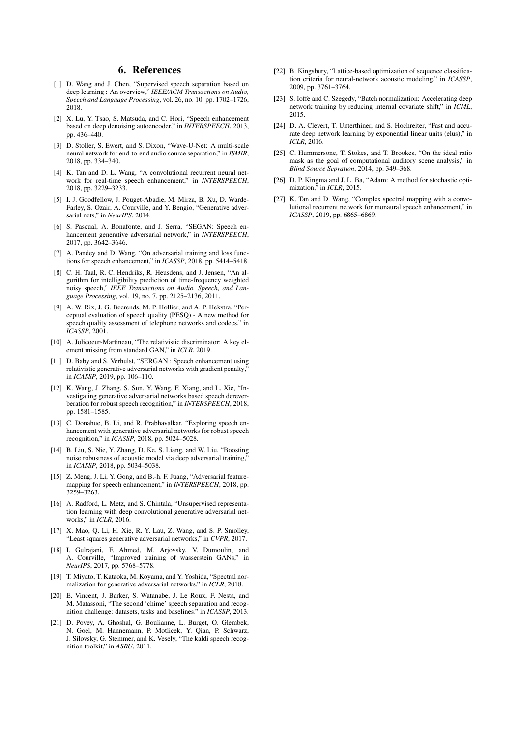## 6. References

[1] D. Wang and J. Chen, "Supervised speech separation based on deep learning : An overview," *IEEE/ACM Transactions on Audio, Speech and Language Processing*, vol. 26, no. 10, pp. 1702–1726, 2018.

[2] X. Lu, Y. Tsao, S. Matsuda, and C. Hori, "Speech enhancement based on deep denoising autoencoder," in *INTERSPEECH*, 2013, pp. 436–440.

[3] D. Stoller, S. Ewert, and S. Dixon, "Wave-U-Net: A multi-scale neural network for end-to-end audio source separation," in *ISMIR*, 2018, pp. 334–340.

[4] K. Tan and D. L. Wang, "A convolutional recurrent neural network for real-time speech enhancement," in *INTERSPEECH*, 2018, pp. 3229–3233.

[5] I. J. Goodfellow, J. Pouget-Abadie, M. Mirza, B. Xu, D. Warde-Farley, S. Ozair, A. Courville, and Y. Bengio, "Generative adversarial nets," in *NeurIPS*, 2014.

[6] S. Pascual, A. Bonafonte, and J. Serra, "SEGAN: Speech enhancement generative adversarial network," in *INTERSPEECH*, 2017, pp. 3642–3646.

[7] A. Pandey and D. Wang, "On adversarial training and loss functions for speech enhancement," in *ICASSP*, 2018, pp. 5414–5418.

[8] C. H. Taal, R. C. Hendriks, R. Heusdens, and J. Jensen, "An algorithm for intelligibility prediction of time-frequency weighted noisy speech," *IEEE Transactions on Audio, Speech, and Language Processing*, vol. 19, no. 7, pp. 2125–2136, 2011.

[9] A. W. Rix, J. G. Beerends, M. P. Hollier, and A. P. Hekstra, "Perceptual evaluation of speech quality (PESQ) - A new method for speech quality assessment of telephone networks and codecs," in *ICASSP*, 2001.

[10] A. Jolicoeur-Martineau, "The relativistic discriminator: A key element missing from standard GAN," in *ICLR*, 2019.

[11] D. Baby and S. Verhulst, "SERGAN : Speech enhancement using relativistic generative adversarial networks with gradient penalty," in *ICASSP*, 2019, pp. 106–110.

[12] K. Wang, J. Zhang, S. Sun, Y. Wang, F. Xiang, and L. Xie, "Investigating generative adversarial networks based speech dereverberation for robust speech recognition," in *INTERSPEECH*, 2018, pp. 1581–1585.

[13] C. Donahue, B. Li, and R. Prabhavalkar, "Exploring speech enhancement with generative adversarial networks for robust speech recognition," in *ICASSP*, 2018, pp. 5024–5028.

[14] B. Liu, S. Nie, Y. Zhang, D. Ke, S. Liang, and W. Liu, "Boosting noise robustness of acoustic model via deep adversarial training," in *ICASSP*, 2018, pp. 5034–5038.

[15] Z. Meng, J. Li, Y. Gong, and B.-h. F. Juang, "Adversarial feature-mapping for speech enhancement," in *INTERSPEECH*, 2018, pp. 3259–3263.

[16] A. Radford, L. Metz, and S. Chintala, "Unsupervised representation learning with deep convolutional generative adversarial networks," in *ICLR*, 2016.

[17] X. Mao, Q. Li, H. Xie, R. Y. Lau, Z. Wang, and S. P. Smolley, "Least squares generative adversarial networks," in *CVPR*, 2017.

[18] I. Gulrajani, F. Ahmed, M. Arjovsky, V. Dumoulin, and A. Courville, "Improved training of wasserstein GANs," in *NeurIPS*, 2017, pp. 5768–5778.

[19] T. Miyato, T. Kataoka, M. Koyama, and Y. Yoshida, "Spectral normalization for generative adversarial networks," in *ICLR*, 2018.

[20] E. Vincent, J. Barker, S. Watanabe, J. Le Roux, F. Nesta, and M. Matassoni, "The second 'chime' speech separation and recognition challenge: datasets, tasks and baselines." in *ICASSP*, 2013.

[21] D. Povey, A. Ghoshal, G. Boulianne, L. Burget, O. Glembek, N. Goel, M. Hannemann, P. Motlicek, Y. Qian, P. Schwarz, J. Silovsky, G. Stemmer, and K. Vesely, "The kaldi speech recognition toolkit," in *ASRU*, 2011.

[22] B. Kingsbury, "Lattice-based optimization of sequence classification criteria for neural-network acoustic modeling," in *ICASSP*, 2009, pp. 3761–3764.

[23] S. Ioffe and C. Szegedy, "Batch normalization: Accelerating deep network training by reducing internal covariate shift," in *ICML*, 2015.

[24] D. A. Clevert, T. Unterthiner, and S. Hochreiter, "Fast and accurate deep network learning by exponential linear units (elus)," in *ICLR*, 2016.

[25] C. Hummersone, T. Stokes, and T. Brookes, "On the ideal ratio mask as the goal of computational auditory scene analysis," in *Blind Source Sepration*, 2014, pp. 349–368.

[26] D. P. Kingma and J. L. Ba, "Adam: A method for stochastic optimization," in *ICLR*, 2015.

[27] K. Tan and D. Wang, "Complex spectral mapping with a convolutional recurrent network for monaural speech enhancement," in *ICASSP*, 2019, pp. 6865–6869.